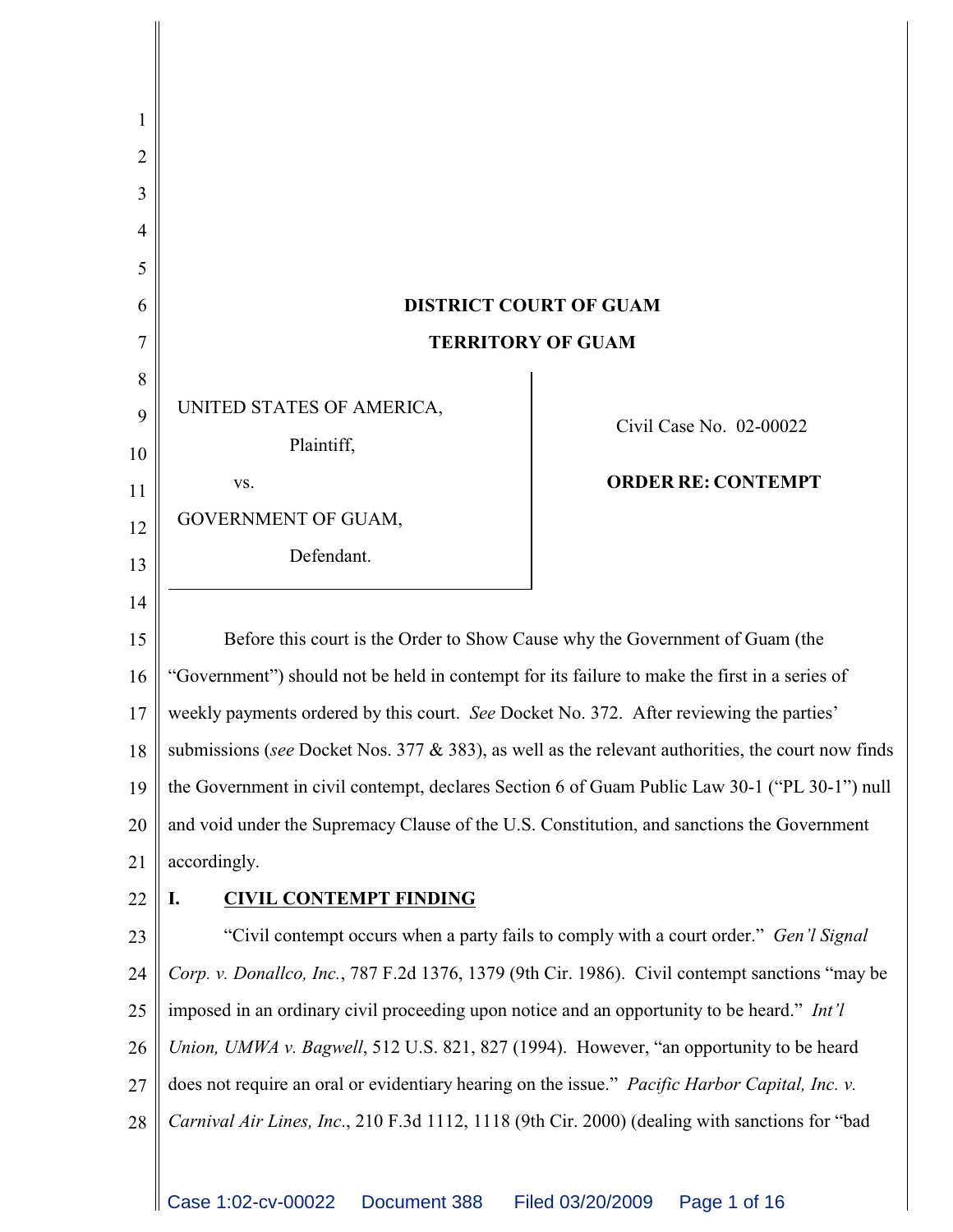**DISTRICT COURT OF GUAM**

**TERRITORY OF GUAM**

| | |
|---|---|
| UNITED STATES OF AMERICA,<br><br>Plaintiff,<br><br>vs.<br><br>GOVERNMENT OF GUAM,<br><br>Defendant. | Civil Case No. 02-00022<br><br>**ORDER RE: CONTEMPT** |

Before this court is the Order to Show Cause why the Government of Guam (the "Government") should not be held in contempt for its failure to make the first in a series of weekly payments ordered by this court. *See* Docket No. 372. After reviewing the parties' submissions (*see* Docket Nos. 377 & 383), as well as the relevant authorities, the court now finds the Government in civil contempt, declares Section 6 of Guam Public Law 30-1 ("PL 30-1") null and void under the Supremacy Clause of the U.S. Constitution, and sanctions the Government accordingly.

## I. CIVIL CONTEMPT FINDING

"Civil contempt occurs when a party fails to comply with a court order." *Gen'l Signal Corp. v. Donallco, Inc.*, 787 F.2d 1376, 1379 (9th Cir. 1986). Civil contempt sanctions "may be imposed in an ordinary civil proceeding upon notice and an opportunity to be heard." *Int'l Union, UMWA v. Bagwell*, 512 U.S. 821, 827 (1994). However, "an opportunity to be heard does not require an oral or evidentiary hearing on the issue." *Pacific Harbor Capital, Inc. v. Carnival Air Lines, Inc.*, 210 F.3d 1112, 1118 (9th Cir. 2000) (dealing with sanctions for "bad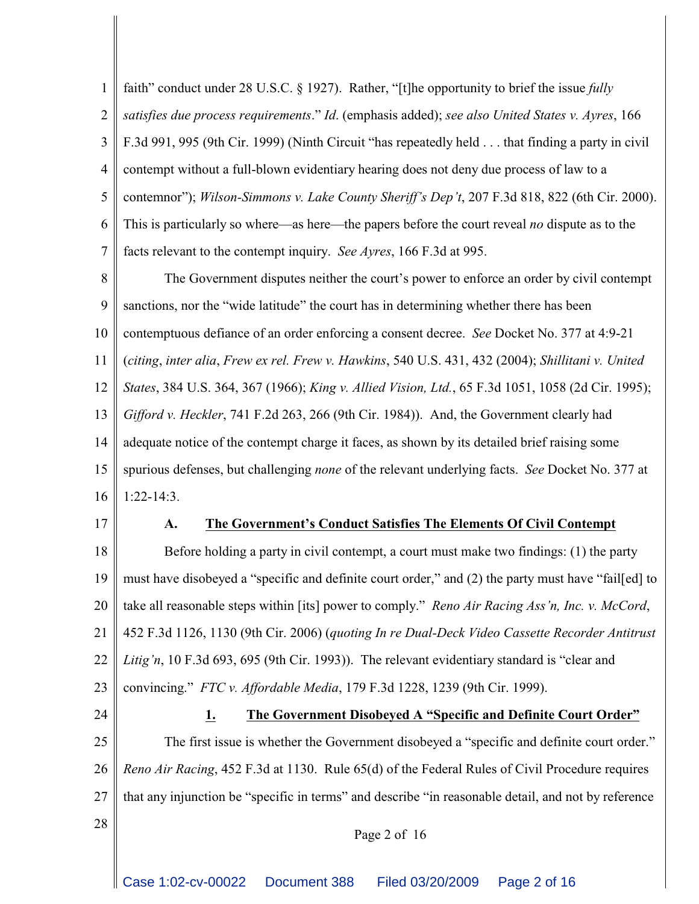faith" conduct under 28 U.S.C. § 1927). Rather, "[t]he opportunity to brief the issue *fully satisfies due process requirements*." *Id*. (emphasis added); *see also United States v. Ayres*, 166 F.3d 991, 995 (9th Cir. 1999) (Ninth Circuit "has repeatedly held . . . that finding a party in civil contempt without a full-blown evidentiary hearing does not deny due process of law to a contemnor"); *Wilson-Simmons v. Lake County Sheriff's Dep't*, 207 F.3d 818, 822 (6th Cir. 2000). This is particularly so where—as here—the papers before the court reveal *no* dispute as to the facts relevant to the contempt inquiry. *See Ayres*, 166 F.3d at 995.

The Government disputes neither the court's power to enforce an order by civil contempt sanctions, nor the "wide latitude" the court has in determining whether there has been contemptuous defiance of an order enforcing a consent decree. *See* Docket No. 377 at 4:9-21 (*citing*, *inter alia*, *Frew ex rel. Frew v. Hawkins*, 540 U.S. 431, 432 (2004); *Shillitani v. United States*, 384 U.S. 364, 367 (1966); *King v. Allied Vision, Ltd.*, 65 F.3d 1051, 1058 (2d Cir. 1995); *Gifford v. Heckler*, 741 F.2d 263, 266 (9th Cir. 1984)). And, the Government clearly had adequate notice of the contempt charge it faces, as shown by its detailed brief raising some spurious defenses, but challenging *none* of the relevant underlying facts. *See* Docket No. 377 at 1:22-14:3.

### A. The Government's Conduct Satisfies The Elements Of Civil Contempt

Before holding a party in civil contempt, a court must make two findings: (1) the party must have disobeyed a "specific and definite court order," and (2) the party must have "fail[ed] to take all reasonable steps within [its] power to comply." *Reno Air Racing Ass'n, Inc. v. McCord*, 452 F.3d 1126, 1130 (9th Cir. 2006) (*quoting In re Dual-Deck Video Cassette Recorder Antitrust Litig'n*, 10 F.3d 693, 695 (9th Cir. 1993)). The relevant evidentiary standard is "clear and convincing." *FTC v. Affordable Media*, 179 F.3d 1228, 1239 (9th Cir. 1999).

#### 1. The Government Disobeyed A "Specific and Definite Court Order"

The first issue is whether the Government disobeyed a "specific and definite court order." *Reno Air Racing*, 452 F.3d at 1130. Rule 65(d) of the Federal Rules of Civil Procedure requires that any injunction be "specific in terms" and describe "in reasonable detail, and not by reference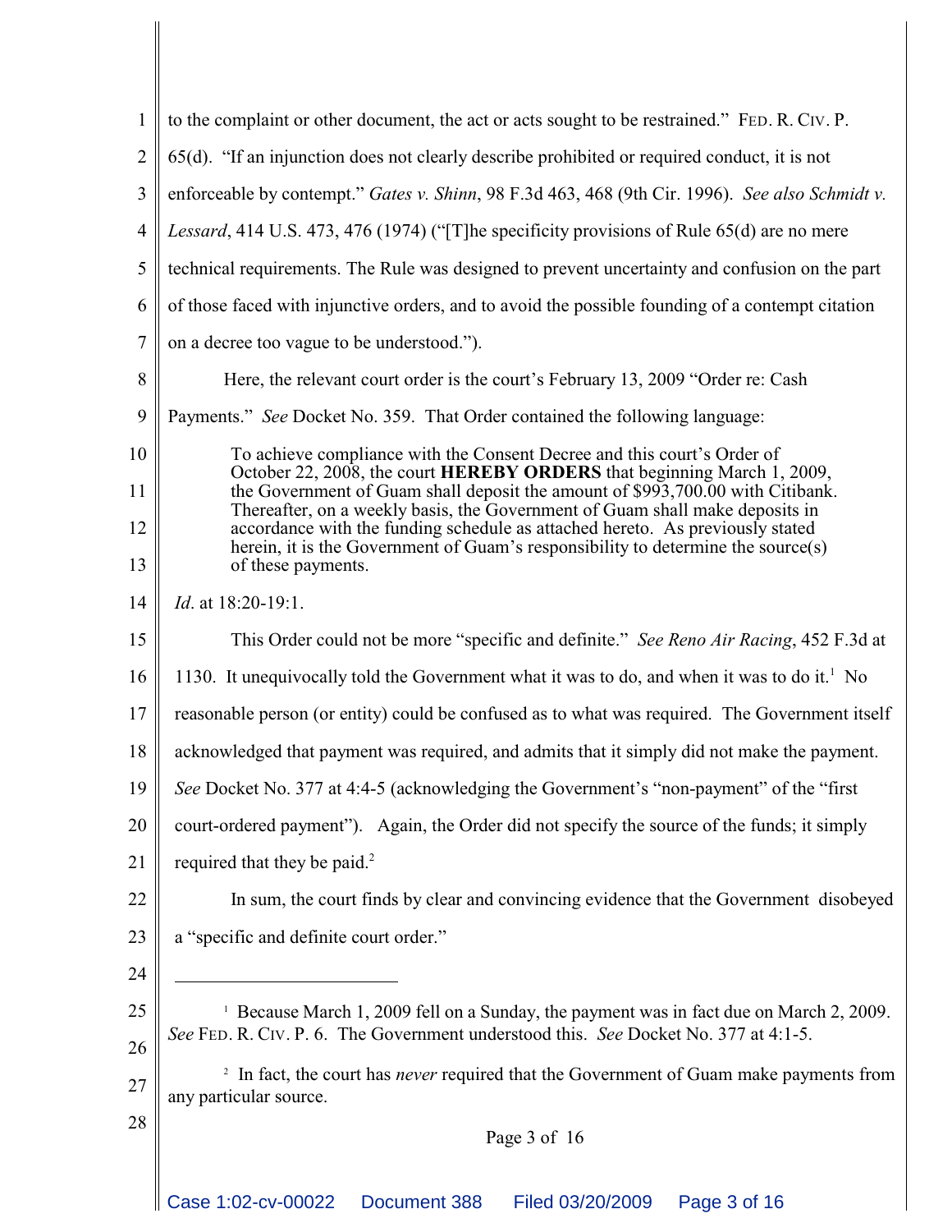to the complaint or other document, the act or acts sought to be restrained." FED. R. CIV. P. 65(d). "If an injunction does not clearly describe prohibited or required conduct, it is not enforceable by contempt." *Gates v. Shinn*, 98 F.3d 463, 468 (9th Cir. 1996). *See also Schmidt v. Lessard*, 414 U.S. 473, 476 (1974) ("[T]he specificity provisions of Rule 65(d) are no mere technical requirements. The Rule was designed to prevent uncertainty and confusion on the part of those faced with injunctive orders, and to avoid the possible founding of a contempt citation on a decree too vague to be understood.").

Here, the relevant court order is the court's February 13, 2009 "Order re: Cash Payments." *See* Docket No. 359. That Order contained the following language:

> To achieve compliance with the Consent Decree and this court's Order of October 22, 2008, the court **HEREBY ORDERS** that beginning March 1, 2009, the Government of Guam shall deposit the amount of $993,700.00 with Citibank. Thereafter, on a weekly basis, the Government of Guam shall make deposits in accordance with the funding schedule as attached hereto. As previously stated herein, it is the Government of Guam's responsibility to determine the source(s) of these payments.

*Id*. at 18:20-19:1.

This Order could not be more "specific and definite." *See Reno Air Racing*, 452 F.3d at 1130. It unequivocally told the Government what it was to do, and when it was to do it.[1] No reasonable person (or entity) could be confused as to what was required. The Government itself acknowledged that payment was required, and admits that it simply did not make the payment. *See* Docket No. 377 at 4:4-5 (acknowledging the Government's "non-payment" of the "first court-ordered payment"). Again, the Order did not specify the source of the funds; it simply required that they be paid.[2]

In sum, the court finds by clear and convincing evidence that the Government disobeyed a "specific and definite court order."

---

[1] Because March 1, 2009 fell on a Sunday, the payment was in fact due on March 2, 2009. *See* FED. R. CIV. P. 6. The Government understood this. *See* Docket No. 377 at 4:1-5.

[2] In fact, the court has *never* required that the Government of Guam make payments from any particular source.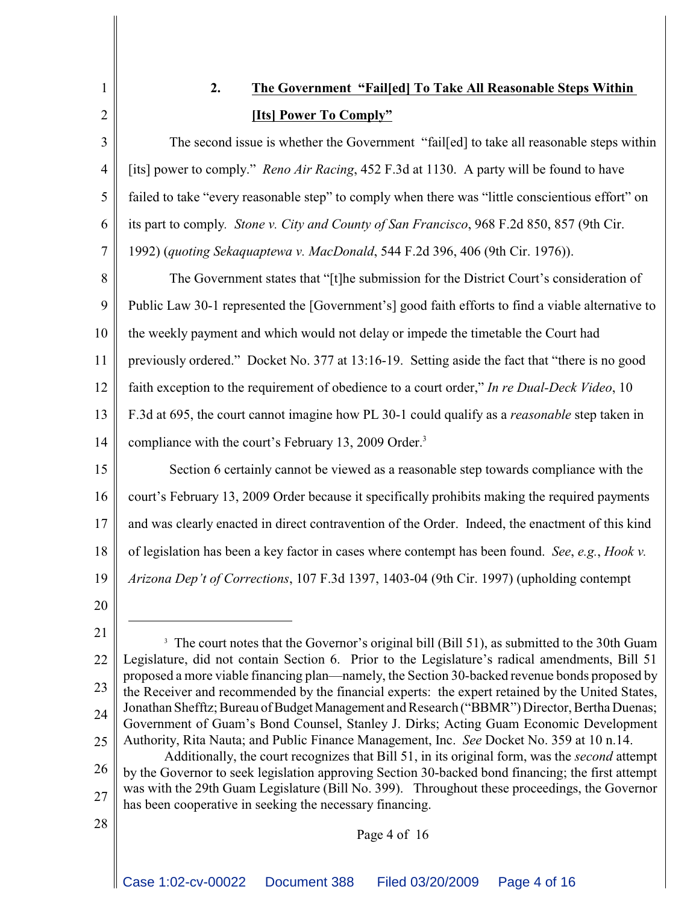### 2. <u>The Government "Fail[ed] To Take All Reasonable Steps Within [Its] Power To Comply"</u>

The second issue is whether the Government "fail[ed] to take all reasonable steps within [its] power to comply." *Reno Air Racing*, 452 F.3d at 1130. A party will be found to have failed to take "every reasonable step" to comply when there was "little conscientious effort" on its part to comply. *Stone v. City and County of San Francisco*, 968 F.2d 850, 857 (9th Cir. 1992) (*quoting Sekaquaptewa v. MacDonald*, 544 F.2d 396, 406 (9th Cir. 1976)).

The Government states that "[t]he submission for the District Court's consideration of Public Law 30-1 represented the [Government's] good faith efforts to find a viable alternative to the weekly payment and which would not delay or impede the timetable the Court had previously ordered." Docket No. 377 at 13:16-19. Setting aside the fact that "there is no good faith exception to the requirement of obedience to a court order," *In re Dual-Deck Video*, 10 F.3d at 695, the court cannot imagine how PL 30-1 could qualify as a *reasonable* step taken in compliance with the court's February 13, 2009 Order.[3]

Section 6 certainly cannot be viewed as a reasonable step towards compliance with the court's February 13, 2009 Order because it specifically prohibits making the required payments and was clearly enacted in direct contravention of the Order. Indeed, the enactment of this kind of legislation has been a key factor in cases where contempt has been found. *See*, *e.g.*, *Hook v. Arizona Dep't of Corrections*, 107 F.3d 1397, 1403-04 (9th Cir. 1997) (upholding contempt

---

[3] The court notes that the Governor's original bill (Bill 51), as submitted to the 30th Guam Legislature, did not contain Section 6. Prior to the Legislature's radical amendments, Bill 51 proposed a more viable financing plan—namely, the Section 30-backed revenue bonds proposed by the Receiver and recommended by the financial experts: the expert retained by the United States, Jonathan Shefftz; Bureau of Budget Management and Research ("BBMR") Director, Bertha Duenas; Government of Guam's Bond Counsel, Stanley J. Dirks; Acting Guam Economic Development Authority, Rita Nauta; and Public Finance Management, Inc. *See* Docket No. 359 at 10 n.14.

Additionally, the court recognizes that Bill 51, in its original form, was the *second* attempt by the Governor to seek legislation approving Section 30-backed bond financing; the first attempt was with the 29th Guam Legislature (Bill No. 399). Throughout these proceedings, the Governor has been cooperative in seeking the necessary financing.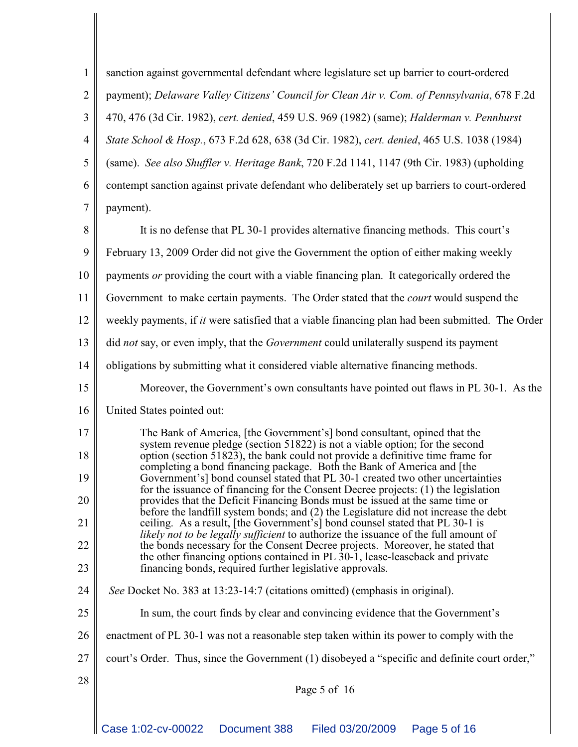sanction against governmental defendant where legislature set up barrier to court-ordered payment); *Delaware Valley Citizens' Council for Clean Air v. Com. of Pennsylvania*, 678 F.2d 470, 476 (3d Cir. 1982), *cert. denied*, 459 U.S. 969 (1982) (same); *Halderman v. Pennhurst State School & Hosp.*, 673 F.2d 628, 638 (3d Cir. 1982), *cert. denied*, 465 U.S. 1038 (1984) (same). *See also Shuffler v. Heritage Bank*, 720 F.2d 1141, 1147 (9th Cir. 1983) (upholding contempt sanction against private defendant who deliberately set up barriers to court-ordered payment).

It is no defense that PL 30-1 provides alternative financing methods. This court's February 13, 2009 Order did not give the Government the option of either making weekly payments *or* providing the court with a viable financing plan. It categorically ordered the Government to make certain payments. The Order stated that the *court* would suspend the weekly payments, if *it* were satisfied that a viable financing plan had been submitted. The Order did *not* say, or even imply, that the *Government* could unilaterally suspend its payment obligations by submitting what it considered viable alternative financing methods.

Moreover, the Government's own consultants have pointed out flaws in PL 30-1. As the United States pointed out:

> The Bank of America, [the Government's] bond consultant, opined that the system revenue pledge (section 51822) is not a viable option; for the second option (section 51823), the bank could not provide a definitive time frame for completing a bond financing package. Both the Bank of America and [the Government's] bond counsel stated that PL 30-1 created two other uncertainties for the issuance of financing for the Consent Decree projects: (1) the legislation provides that the Deficit Financing Bonds must be issued at the same time or before the landfill system bonds; and (2) the Legislature did not increase the debt ceiling. As a result, [the Government's] bond counsel stated that PL 30-1 is *likely not to be legally sufficient* to authorize the issuance of the full amount of the bonds necessary for the Consent Decree projects. Moreover, he stated that the other financing options contained in PL 30-1, lease-leaseback and private financing bonds, required further legislative approvals.

*See* Docket No. 383 at 13:23-14:7 (citations omitted) (emphasis in original).

In sum, the court finds by clear and convincing evidence that the Government's enactment of PL 30-1 was not a reasonable step taken within its power to comply with the court's Order. Thus, since the Government (1) disobeyed a "specific and definite court order,"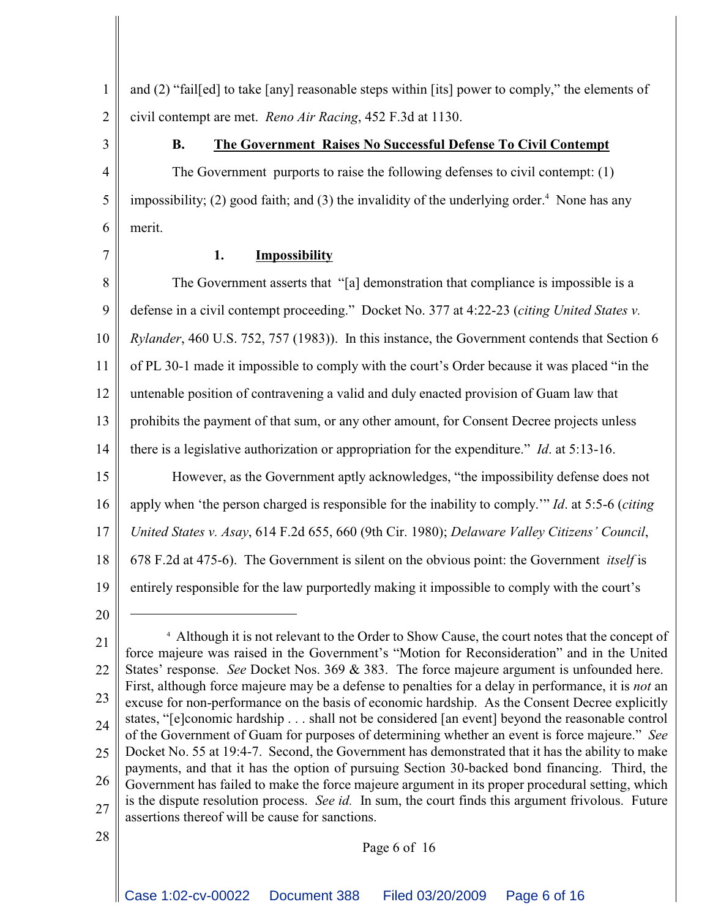and (2) "fail[ed] to take [any] reasonable steps within [its] power to comply," the elements of civil contempt are met. *Reno Air Racing*, 452 F.3d at 1130.

### B. The Government Raises No Successful Defense To Civil Contempt

The Government purports to raise the following defenses to civil contempt: (1) impossibility; (2) good faith; and (3) the invalidity of the underlying order.[4] None has any merit.

#### 1. Impossibility

The Government asserts that "[a] demonstration that compliance is impossible is a defense in a civil contempt proceeding." Docket No. 377 at 4:22-23 (*citing United States v. Rylander*, 460 U.S. 752, 757 (1983)). In this instance, the Government contends that Section 6 of PL 30-1 made it impossible to comply with the court's Order because it was placed "in the untenable position of contravening a valid and duly enacted provision of Guam law that prohibits the payment of that sum, or any other amount, for Consent Decree projects unless there is a legislative authorization or appropriation for the expenditure." *Id*. at 5:13-16.

However, as the Government aptly acknowledges, "the impossibility defense does not apply when 'the person charged is responsible for the inability to comply.'" *Id*. at 5:5-6 (*citing United States v. Asay*, 614 F.2d 655, 660 (9th Cir. 1980); *Delaware Valley Citizens' Council*, 678 F.2d at 475-6). The Government is silent on the obvious point: the Government *itself* is entirely responsible for the law purportedly making it impossible to comply with the court's

---

[4] Although it is not relevant to the Order to Show Cause, the court notes that the concept of force majeure was raised in the Government's "Motion for Reconsideration" and in the United States' response. *See* Docket Nos. 369 & 383. The force majeure argument is unfounded here. First, although force majeure may be a defense to penalties for a delay in performance, it is *not* an excuse for non-performance on the basis of economic hardship. As the Consent Decree explicitly states, "[e]conomic hardship . . . shall not be considered [an event] beyond the reasonable control of the Government of Guam for purposes of determining whether an event is force majeure." *See* Docket No. 55 at 19:4-7. Second, the Government has demonstrated that it has the ability to make payments, and that it has the option of pursuing Section 30-backed bond financing. Third, the Government has failed to make the force majeure argument in its proper procedural setting, which is the dispute resolution process. *See id.* In sum, the court finds this argument frivolous. Future assertions thereof will be cause for sanctions.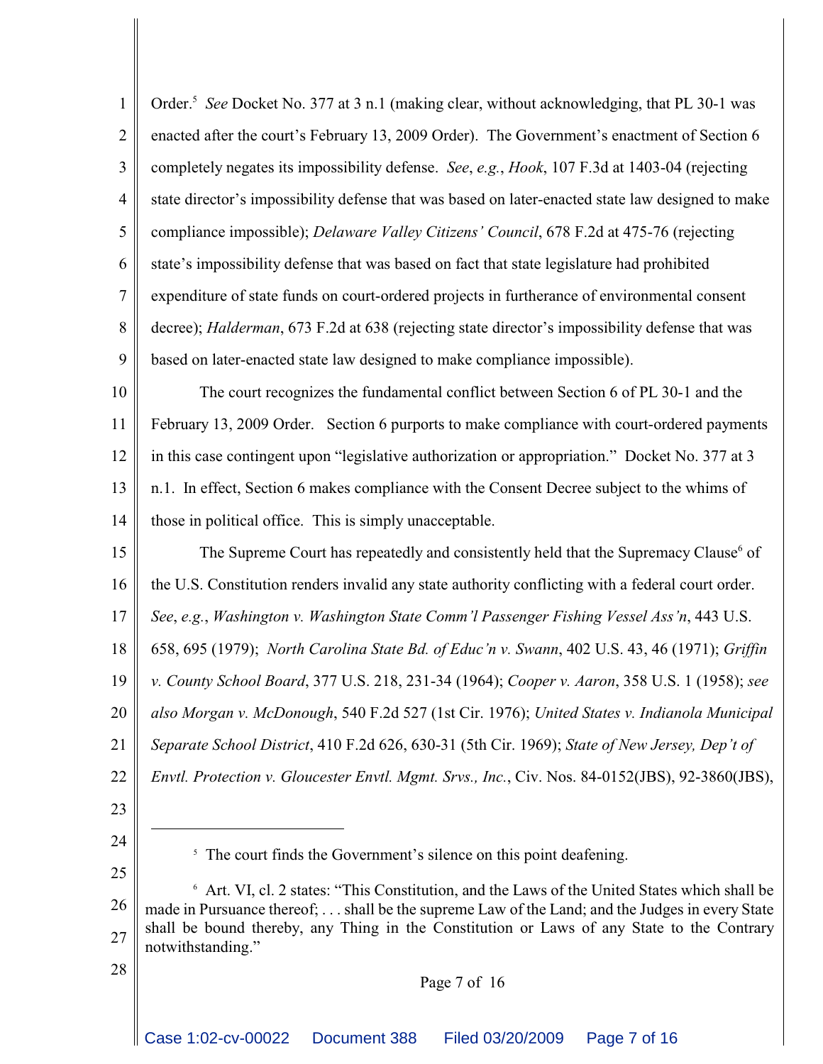Order.[5] *See* Docket No. 377 at 3 n.1 (making clear, without acknowledging, that PL 30-1 was enacted after the court's February 13, 2009 Order). The Government's enactment of Section 6 completely negates its impossibility defense. *See*, *e.g.*, *Hook*, 107 F.3d at 1403-04 (rejecting state director's impossibility defense that was based on later-enacted state law designed to make compliance impossible); *Delaware Valley Citizens' Council*, 678 F.2d at 475-76 (rejecting state's impossibility defense that was based on fact that state legislature had prohibited expenditure of state funds on court-ordered projects in furtherance of environmental consent decree); *Halderman*, 673 F.2d at 638 (rejecting state director's impossibility defense that was based on later-enacted state law designed to make compliance impossible).

The court recognizes the fundamental conflict between Section 6 of PL 30-1 and the February 13, 2009 Order. Section 6 purports to make compliance with court-ordered payments in this case contingent upon "legislative authorization or appropriation." Docket No. 377 at 3 n.1. In effect, Section 6 makes compliance with the Consent Decree subject to the whims of those in political office. This is simply unacceptable.

The Supreme Court has repeatedly and consistently held that the Supremacy Clause[6] of the U.S. Constitution renders invalid any state authority conflicting with a federal court order. *See*, *e.g.*, *Washington v. Washington State Comm'l Passenger Fishing Vessel Ass'n*, 443 U.S. 658, 695 (1979); *North Carolina State Bd. of Educ'n v. Swann*, 402 U.S. 43, 46 (1971); *Griffin v. County School Board*, 377 U.S. 218, 231-34 (1964); *Cooper v. Aaron*, 358 U.S. 1 (1958); *see also Morgan v. McDonough*, 540 F.2d 527 (1st Cir. 1976); *United States v. Indianola Municipal Separate School District*, 410 F.2d 626, 630-31 (5th Cir. 1969); *State of New Jersey, Dep't of Envtl. Protection v. Gloucester Envtl. Mgmt. Srvs., Inc.*, Civ. Nos. 84-0152(JBS), 92-3860(JBS),

---

[5] The court finds the Government's silence on this point deafening.

[6] Art. VI, cl. 2 states: "This Constitution, and the Laws of the United States which shall be made in Pursuance thereof; . . . shall be the supreme Law of the Land; and the Judges in every State shall be bound thereby, any Thing in the Constitution or Laws of any State to the Contrary notwithstanding."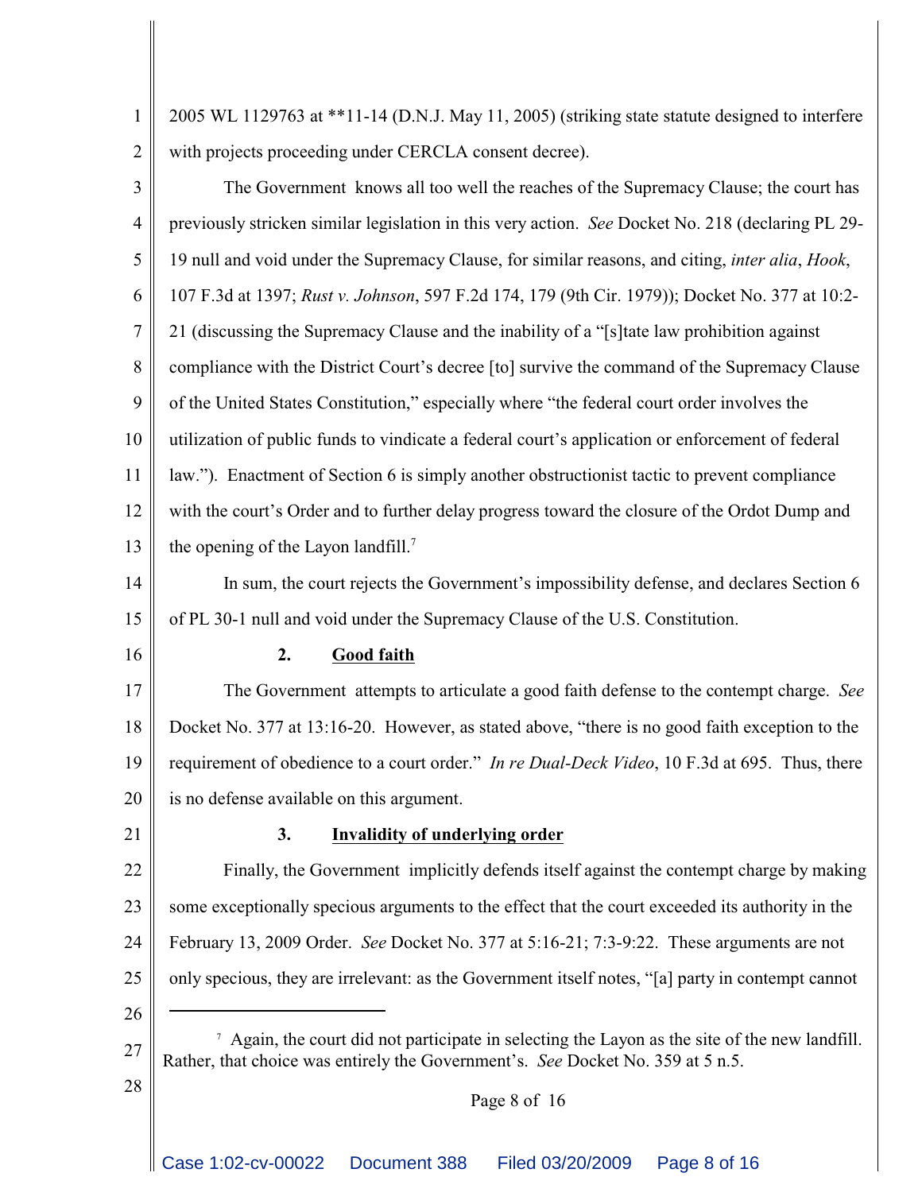2005 WL 1129763 at **11-14 (D.N.J. May 11, 2005) (striking state statute designed to interfere with projects proceeding under CERCLA consent decree).

The Government knows all too well the reaches of the Supremacy Clause; the court has previously stricken similar legislation in this very action. *See* Docket No. 218 (declaring PL 29-19 null and void under the Supremacy Clause, for similar reasons, and citing, *inter alia*, *Hook*, 107 F.3d at 1397; *Rust v. Johnson*, 597 F.2d 174, 179 (9th Cir. 1979)); Docket No. 377 at 10:2-21 (discussing the Supremacy Clause and the inability of a "[s]tate law prohibition against compliance with the District Court's decree [to] survive the command of the Supremacy Clause of the United States Constitution," especially where "the federal court order involves the utilization of public funds to vindicate a federal court's application or enforcement of federal law."). Enactment of Section 6 is simply another obstructionist tactic to prevent compliance with the court's Order and to further delay progress toward the closure of the Ordot Dump and the opening of the Layon landfill.[7]

In sum, the court rejects the Government's impossibility defense, and declares Section 6 of PL 30-1 null and void under the Supremacy Clause of the U.S. Constitution.

**2. Good faith**

The Government attempts to articulate a good faith defense to the contempt charge. *See* Docket No. 377 at 13:16-20. However, as stated above, "there is no good faith exception to the requirement of obedience to a court order." *In re Dual-Deck Video*, 10 F.3d at 695. Thus, there is no defense available on this argument.

**3. Invalidity of underlying order**

Finally, the Government implicitly defends itself against the contempt charge by making some exceptionally specious arguments to the effect that the court exceeded its authority in the February 13, 2009 Order. *See* Docket No. 377 at 5:16-21; 7:3-9:22. These arguments are not only specious, they are irrelevant: as the Government itself notes, "[a] party in contempt cannot

---

[7] Again, the court did not participate in selecting the Layon as the site of the new landfill. Rather, that choice was entirely the Government's. *See* Docket No. 359 at 5 n.5.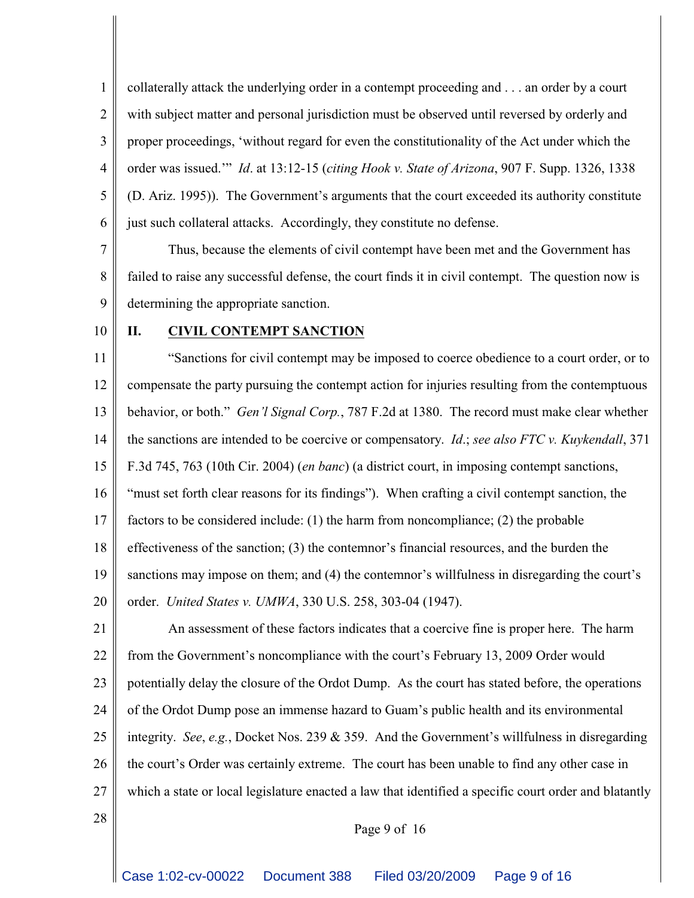collaterally attack the underlying order in a contempt proceeding and . . . an order by a court with subject matter and personal jurisdiction must be observed until reversed by orderly and proper proceedings, 'without regard for even the constitutionality of the Act under which the order was issued.'" *Id*. at 13:12-15 (*citing Hook v. State of Arizona*, 907 F. Supp. 1326, 1338 (D. Ariz. 1995)). The Government's arguments that the court exceeded its authority constitute just such collateral attacks. Accordingly, they constitute no defense.

Thus, because the elements of civil contempt have been met and the Government has failed to raise any successful defense, the court finds it in civil contempt. The question now is determining the appropriate sanction.

## II. CIVIL CONTEMPT SANCTION

"Sanctions for civil contempt may be imposed to coerce obedience to a court order, or to compensate the party pursuing the contempt action for injuries resulting from the contemptuous behavior, or both." *Gen'l Signal Corp.*, 787 F.2d at 1380. The record must make clear whether the sanctions are intended to be coercive or compensatory. *Id*.; *see also FTC v. Kuykendall*, 371 F.3d 745, 763 (10th Cir. 2004) (*en banc*) (a district court, in imposing contempt sanctions, "must set forth clear reasons for its findings"). When crafting a civil contempt sanction, the factors to be considered include: (1) the harm from noncompliance; (2) the probable effectiveness of the sanction; (3) the contemnor's financial resources, and the burden the sanctions may impose on them; and (4) the contemnor's willfulness in disregarding the court's order. *United States v. UMWA*, 330 U.S. 258, 303-04 (1947).

An assessment of these factors indicates that a coercive fine is proper here. The harm from the Government's noncompliance with the court's February 13, 2009 Order would potentially delay the closure of the Ordot Dump. As the court has stated before, the operations of the Ordot Dump pose an immense hazard to Guam's public health and its environmental integrity. *See*, *e.g.*, Docket Nos. 239 & 359. And the Government's willfulness in disregarding the court's Order was certainly extreme. The court has been unable to find any other case in which a state or local legislature enacted a law that identified a specific court order and blatantly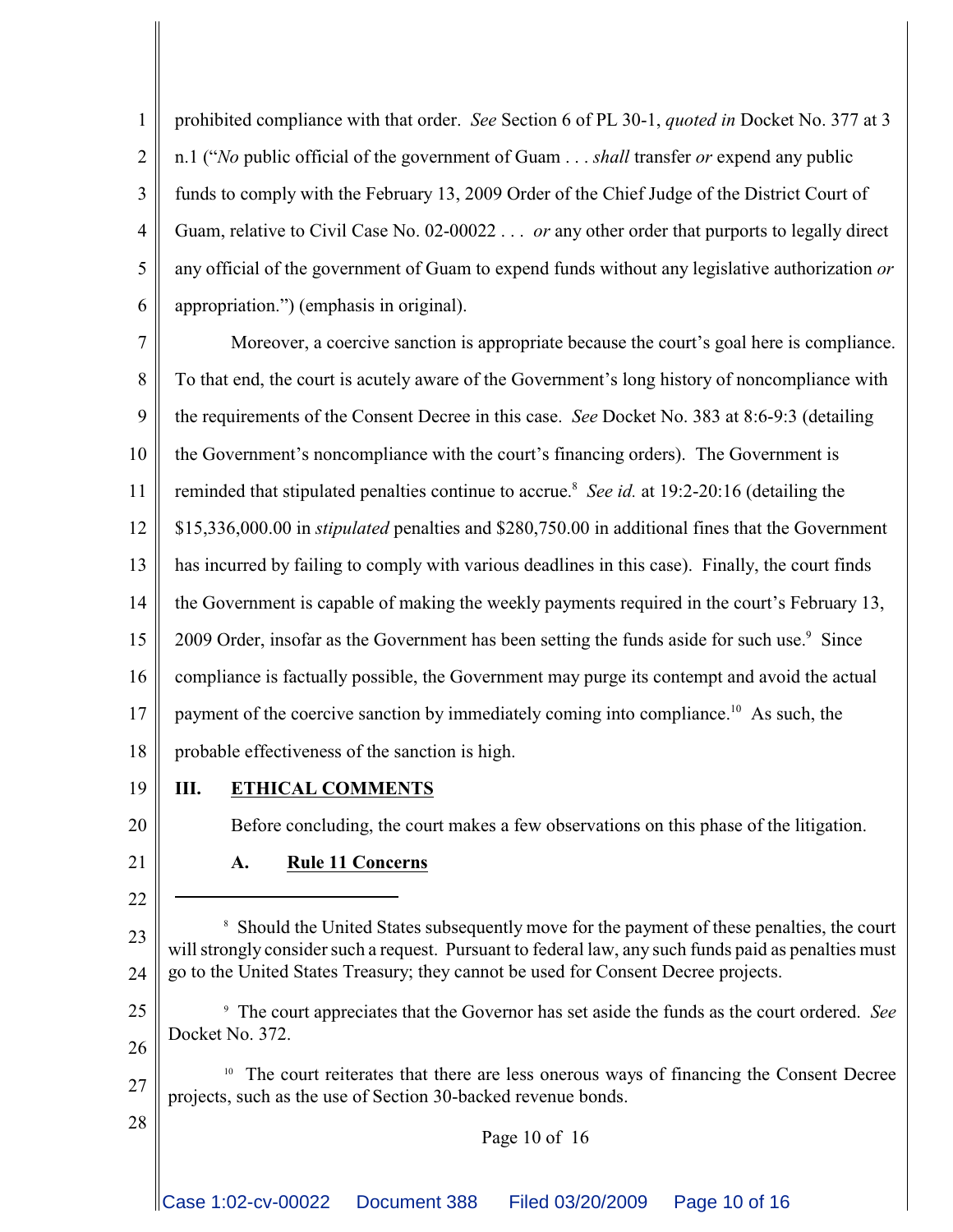prohibited compliance with that order. *See* Section 6 of PL 30-1, *quoted in* Docket No. 377 at 3 n.1 ("*No* public official of the government of Guam . . . *shall* transfer *or* expend any public funds to comply with the February 13, 2009 Order of the Chief Judge of the District Court of Guam, relative to Civil Case No. 02-00022 . . . *or* any other order that purports to legally direct any official of the government of Guam to expend funds without any legislative authorization *or* appropriation.") (emphasis in original).

Moreover, a coercive sanction is appropriate because the court's goal here is compliance. To that end, the court is acutely aware of the Government's long history of noncompliance with the requirements of the Consent Decree in this case. *See* Docket No. 383 at 8:6-9:3 (detailing the Government's noncompliance with the court's financing orders). The Government is reminded that stipulated penalties continue to accrue.[8] *See id.* at 19:2-20:16 (detailing the $15,336,000.00 in *stipulated* penalties and $280,750.00 in additional fines that the Government has incurred by failing to comply with various deadlines in this case). Finally, the court finds the Government is capable of making the weekly payments required in the court's February 13, 2009 Order, insofar as the Government has been setting the funds aside for such use.[9] Since compliance is factually possible, the Government may purge its contempt and avoid the actual payment of the coercive sanction by immediately coming into compliance.[10] As such, the probable effectiveness of the sanction is high.

## III. ETHICAL COMMENTS

Before concluding, the court makes a few observations on this phase of the litigation.

### A. Rule 11 Concerns

---

[8] Should the United States subsequently move for the payment of these penalties, the court will strongly consider such a request. Pursuant to federal law, any such funds paid as penalties must go to the United States Treasury; they cannot be used for Consent Decree projects.

[9] The court appreciates that the Governor has set aside the funds as the court ordered. *See* Docket No. 372.

[10] The court reiterates that there are less onerous ways of financing the Consent Decree projects, such as the use of Section 30-backed revenue bonds.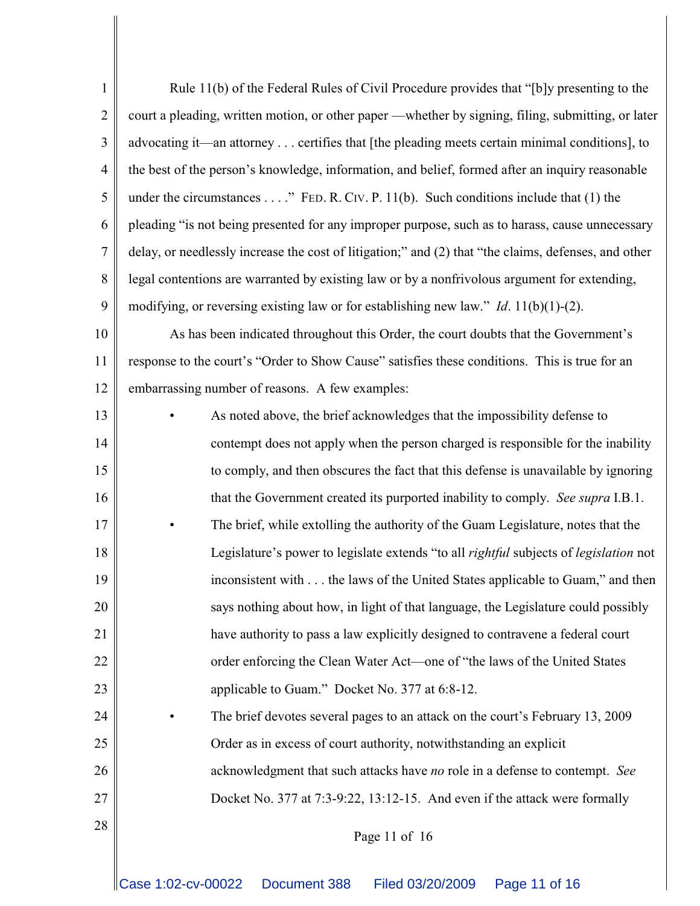Rule 11(b) of the Federal Rules of Civil Procedure provides that "[b]y presenting to the court a pleading, written motion, or other paper —whether by signing, filing, submitting, or later advocating it—an attorney . . . certifies that [the pleading meets certain minimal conditions], to the best of the person's knowledge, information, and belief, formed after an inquiry reasonable under the circumstances . . . ." FED. R. CIV. P. 11(b). Such conditions include that (1) the pleading "is not being presented for any improper purpose, such as to harass, cause unnecessary delay, or needlessly increase the cost of litigation;" and (2) that "the claims, defenses, and other legal contentions are warranted by existing law or by a nonfrivolous argument for extending, modifying, or reversing existing law or for establishing new law." *Id*. 11(b)(1)-(2).

As has been indicated throughout this Order, the court doubts that the Government's response to the court's "Order to Show Cause" satisfies these conditions. This is true for an embarrassing number of reasons. A few examples:

- As noted above, the brief acknowledges that the impossibility defense to contempt does not apply when the person charged is responsible for the inability to comply, and then obscures the fact that this defense is unavailable by ignoring that the Government created its purported inability to comply. *See supra* I.B.1.
- The brief, while extolling the authority of the Guam Legislature, notes that the Legislature's power to legislate extends "to all *rightful* subjects of *legislation* not inconsistent with . . . the laws of the United States applicable to Guam," and then says nothing about how, in light of that language, the Legislature could possibly have authority to pass a law explicitly designed to contravene a federal court order enforcing the Clean Water Act—one of "the laws of the United States applicable to Guam." Docket No. 377 at 6:8-12.
- The brief devotes several pages to an attack on the court's February 13, 2009 Order as in excess of court authority, notwithstanding an explicit acknowledgment that such attacks have *no* role in a defense to contempt. *See* Docket No. 377 at 7:3-9:22, 13:12-15. And even if the attack were formally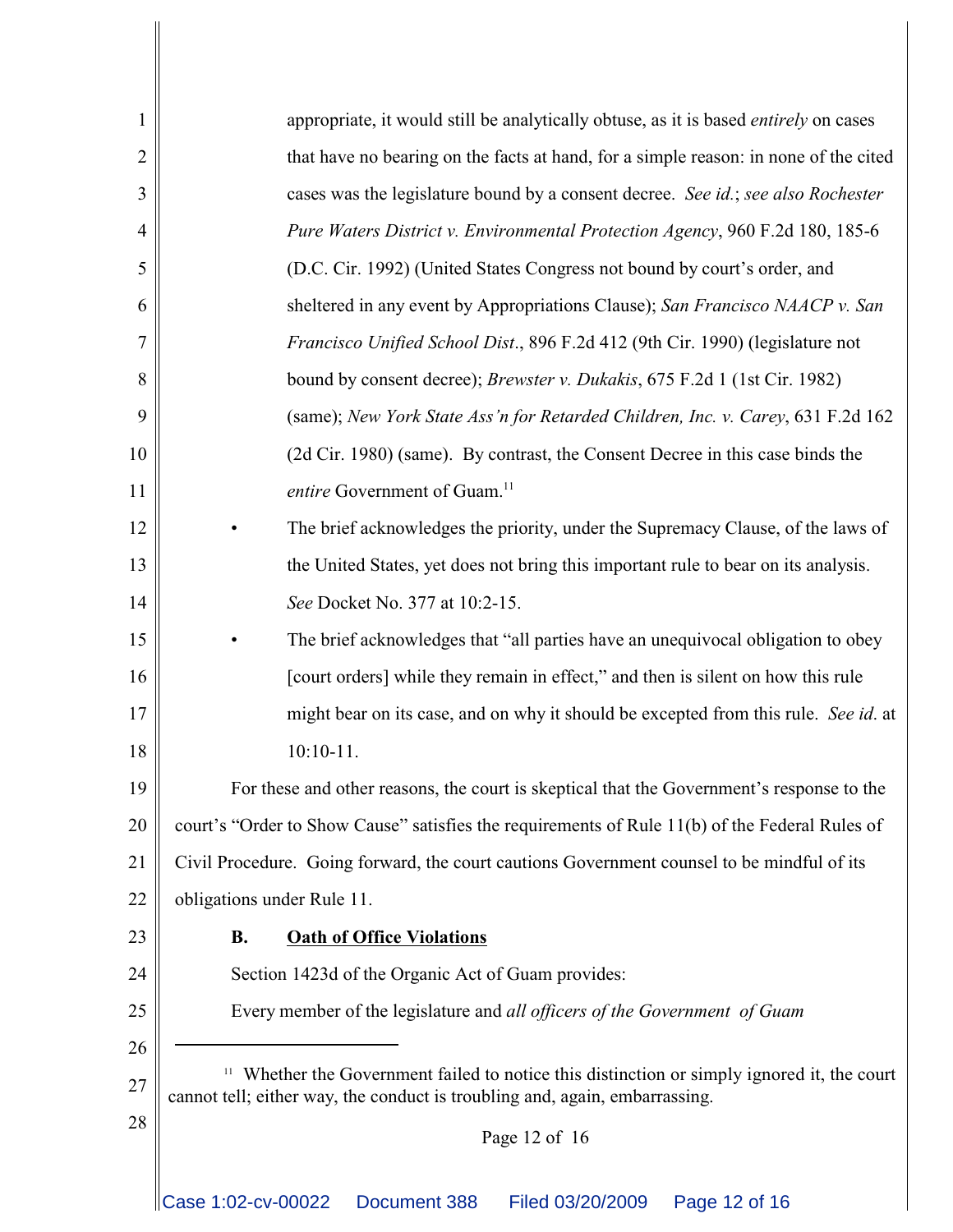appropriate, it would still be analytically obtuse, as it is based *entirely* on cases that have no bearing on the facts at hand, for a simple reason: in none of the cited cases was the legislature bound by a consent decree. *See id.*; *see also Rochester Pure Waters District v. Environmental Protection Agency*, 960 F.2d 180, 185-6 (D.C. Cir. 1992) (United States Congress not bound by court's order, and sheltered in any event by Appropriations Clause); *San Francisco NAACP v. San Francisco Unified School Dist*., 896 F.2d 412 (9th Cir. 1990) (legislature not bound by consent decree); *Brewster v. Dukakis*, 675 F.2d 1 (1st Cir. 1982) (same); *New York State Ass'n for Retarded Children, Inc. v. Carey*, 631 F.2d 162 (2d Cir. 1980) (same). By contrast, the Consent Decree in this case binds the *entire* Government of Guam.[11]

- The brief acknowledges the priority, under the Supremacy Clause, of the laws of the United States, yet does not bring this important rule to bear on its analysis. *See* Docket No. 377 at 10:2-15.
- The brief acknowledges that "all parties have an unequivocal obligation to obey [court orders] while they remain in effect," and then is silent on how this rule might bear on its case, and on why it should be excepted from this rule. *See id*. at 10:10-11.

For these and other reasons, the court is skeptical that the Government's response to the court's "Order to Show Cause" satisfies the requirements of Rule 11(b) of the Federal Rules of Civil Procedure. Going forward, the court cautions Government counsel to be mindful of its obligations under Rule 11.

### B. Oath of Office Violations

Section 1423d of the Organic Act of Guam provides:

Every member of the legislature and *all officers of the Government of Guam*

---

[11] Whether the Government failed to notice this distinction or simply ignored it, the court cannot tell; either way, the conduct is troubling and, again, embarrassing.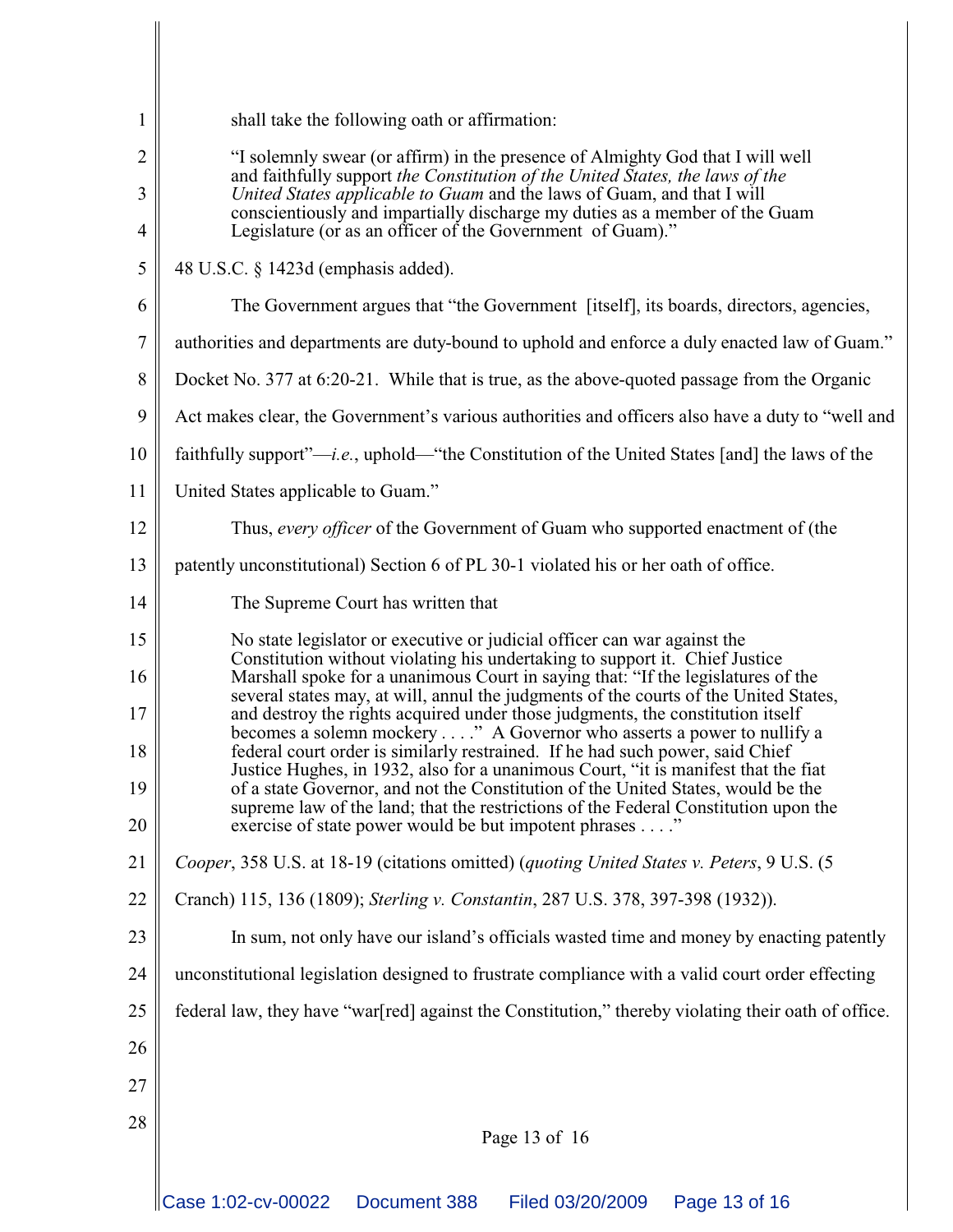shall take the following oath or affirmation:

> "I solemnly swear (or affirm) in the presence of Almighty God that I will well and faithfully support *the Constitution of the United States, the laws of the United States applicable to Guam* and the laws of Guam, and that I will conscientiously and impartially discharge my duties as a member of the Guam Legislature (or as an officer of the Government of Guam)."

48 U.S.C. § 1423d (emphasis added).

The Government argues that "the Government [itself], its boards, directors, agencies, authorities and departments are duty-bound to uphold and enforce a duly enacted law of Guam." Docket No. 377 at 6:20-21. While that is true, as the above-quoted passage from the Organic Act makes clear, the Government's various authorities and officers also have a duty to "well and faithfully support"—*i.e.*, uphold—"the Constitution of the United States [and] the laws of the United States applicable to Guam."

Thus, *every officer* of the Government of Guam who supported enactment of (the patently unconstitutional) Section 6 of PL 30-1 violated his or her oath of office.

The Supreme Court has written that

> No state legislator or executive or judicial officer can war against the Constitution without violating his undertaking to support it. Chief Justice Marshall spoke for a unanimous Court in saying that: "If the legislatures of the several states may, at will, annul the judgments of the courts of the United States, and destroy the rights acquired under those judgments, the constitution itself becomes a solemn mockery . . . ." A Governor who asserts a power to nullify a federal court order is similarly restrained. If he had such power, said Chief Justice Hughes, in 1932, also for a unanimous Court, "it is manifest that the fiat of a state Governor, and not the Constitution of the United States, would be the supreme law of the land; that the restrictions of the Federal Constitution upon the exercise of state power would be but impotent phrases . . . ."

*Cooper*, 358 U.S. at 18-19 (citations omitted) (*quoting United States v. Peters*, 9 U.S. (5 Cranch) 115, 136 (1809); *Sterling v. Constantin*, 287 U.S. 378, 397-398 (1932)).

In sum, not only have our island's officials wasted time and money by enacting patently unconstitutional legislation designed to frustrate compliance with a valid court order effecting federal law, they have "war[red] against the Constitution," thereby violating their oath of office.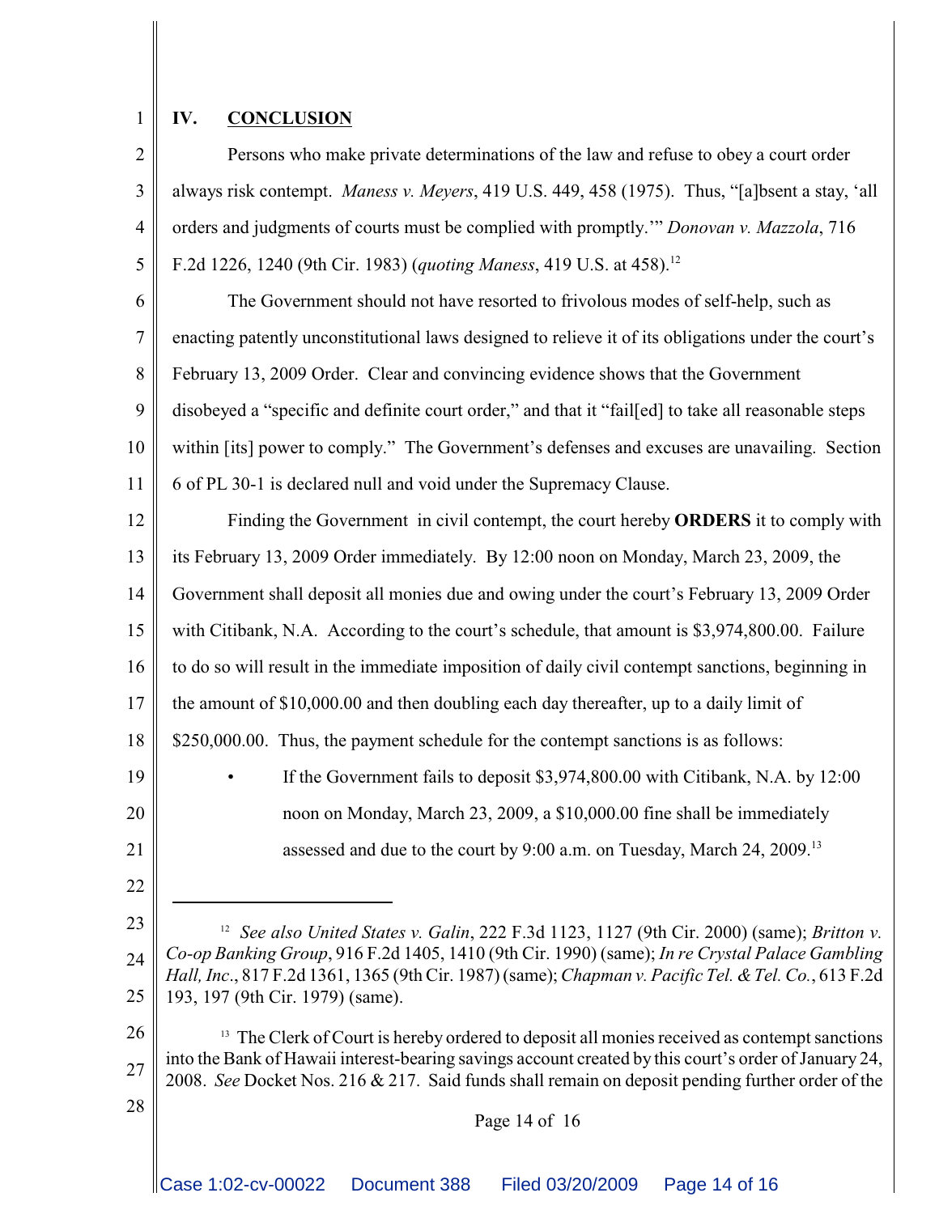## IV. CONCLUSION

Persons who make private determinations of the law and refuse to obey a court order always risk contempt. *Maness v. Meyers*, 419 U.S. 449, 458 (1975). Thus, "[a]bsent a stay, 'all orders and judgments of courts must be complied with promptly.'" *Donovan v. Mazzola*, 716 F.2d 1226, 1240 (9th Cir. 1983) (*quoting Maness*, 419 U.S. at 458).[12]

The Government should not have resorted to frivolous modes of self-help, such as enacting patently unconstitutional laws designed to relieve it of its obligations under the court's February 13, 2009 Order. Clear and convincing evidence shows that the Government disobeyed a "specific and definite court order," and that it "fail[ed] to take all reasonable steps within [its] power to comply." The Government's defenses and excuses are unavailing. Section 6 of PL 30-1 is declared null and void under the Supremacy Clause.

Finding the Government in civil contempt, the court hereby **ORDERS** it to comply with its February 13, 2009 Order immediately. By 12:00 noon on Monday, March 23, 2009, the Government shall deposit all monies due and owing under the court's February 13, 2009 Order with Citibank, N.A. According to the court's schedule, that amount is $3,974,800.00. Failure to do so will result in the immediate imposition of daily civil contempt sanctions, beginning in the amount of $10,000.00 and then doubling each day thereafter, up to a daily limit of $250,000.00. Thus, the payment schedule for the contempt sanctions is as follows:

- If the Government fails to deposit $3,974,800.00 with Citibank, N.A. by 12:00 noon on Monday, March 23, 2009, a $10,000.00 fine shall be immediately assessed and due to the court by 9:00 a.m. on Tuesday, March 24, 2009.[13]

---

[12] *See also United States v. Galin*, 222 F.3d 1123, 1127 (9th Cir. 2000) (same); *Britton v. Co-op Banking Group*, 916 F.2d 1405, 1410 (9th Cir. 1990) (same); *In re Crystal Palace Gambling Hall, Inc.*, 817 F.2d 1361, 1365 (9th Cir. 1987) (same); *Chapman v. Pacific Tel. & Tel. Co.*, 613 F.2d 193, 197 (9th Cir. 1979) (same).

[13] The Clerk of Court is hereby ordered to deposit all monies received as contempt sanctions into the Bank of Hawaii interest-bearing savings account created by this court's order of January 24, 2008. *See* Docket Nos. 216 & 217. Said funds shall remain on deposit pending further order of the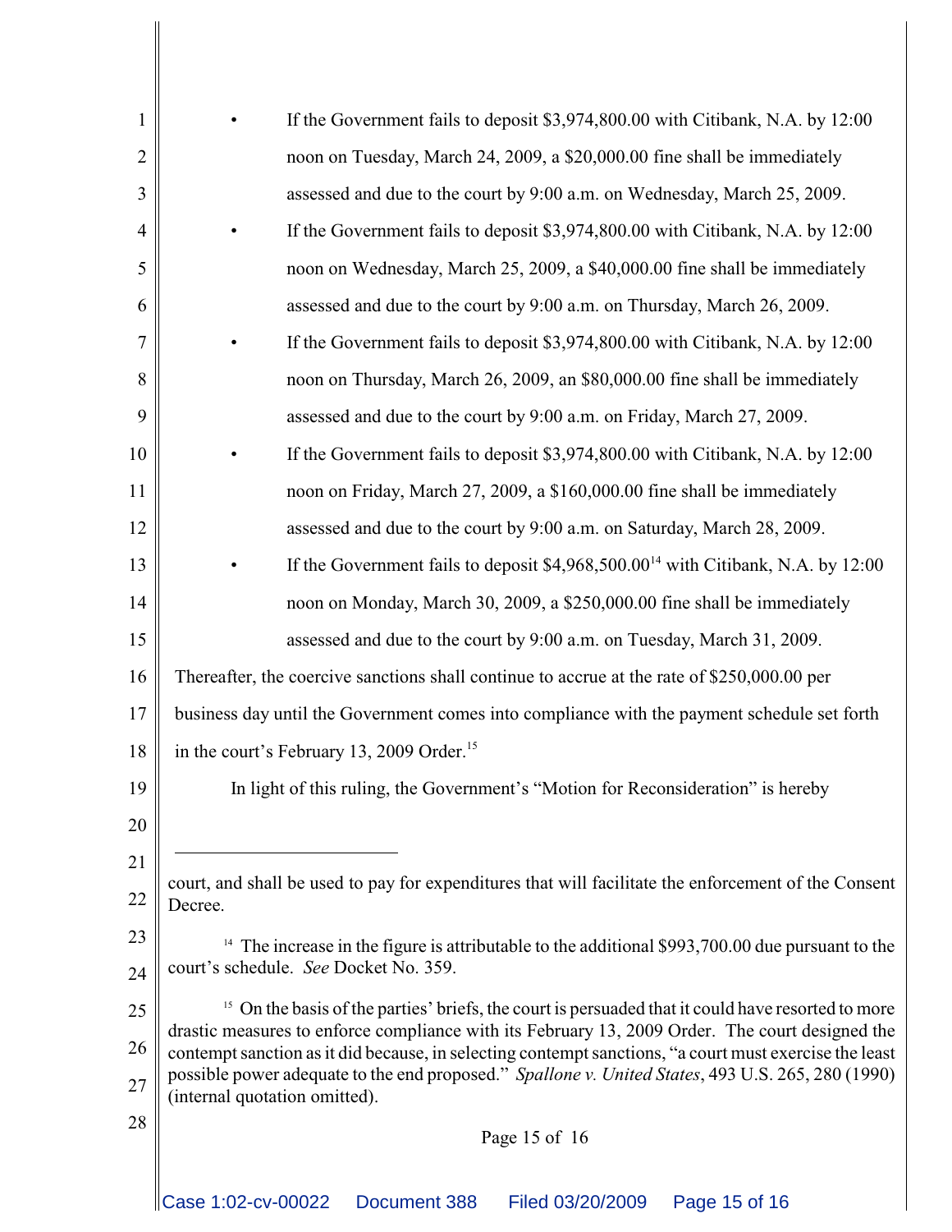- If the Government fails to deposit $3,974,800.00 with Citibank, N.A. by 12:00 noon on Tuesday, March 24, 2009, a $20,000.00 fine shall be immediately assessed and due to the court by 9:00 a.m. on Wednesday, March 25, 2009.
- If the Government fails to deposit $3,974,800.00 with Citibank, N.A. by 12:00 noon on Wednesday, March 25, 2009, a $40,000.00 fine shall be immediately assessed and due to the court by 9:00 a.m. on Thursday, March 26, 2009.
- If the Government fails to deposit $3,974,800.00 with Citibank, N.A. by 12:00 noon on Thursday, March 26, 2009, an $80,000.00 fine shall be immediately assessed and due to the court by 9:00 a.m. on Friday, March 27, 2009.
- If the Government fails to deposit $3,974,800.00 with Citibank, N.A. by 12:00 noon on Friday, March 27, 2009, a $160,000.00 fine shall be immediately assessed and due to the court by 9:00 a.m. on Saturday, March 28, 2009.
- If the Government fails to deposit $4,968,500.00[14] with Citibank, N.A. by 12:00 noon on Monday, March 30, 2009, a $250,000.00 fine shall be immediately assessed and due to the court by 9:00 a.m. on Tuesday, March 31, 2009.

Thereafter, the coercive sanctions shall continue to accrue at the rate of $250,000.00 per business day until the Government comes into compliance with the payment schedule set forth in the court's February 13, 2009 Order.[15]

In light of this ruling, the Government's "Motion for Reconsideration" is hereby

---

court, and shall be used to pay for expenditures that will facilitate the enforcement of the Consent Decree.

[14] The increase in the figure is attributable to the additional $993,700.00 due pursuant to the court's schedule. *See* Docket No. 359.

[15] On the basis of the parties' briefs, the court is persuaded that it could have resorted to more drastic measures to enforce compliance with its February 13, 2009 Order. The court designed the contempt sanction as it did because, in selecting contempt sanctions, "a court must exercise the least possible power adequate to the end proposed." *Spallone v. United States*, 493 U.S. 265, 280 (1990) (internal quotation omitted).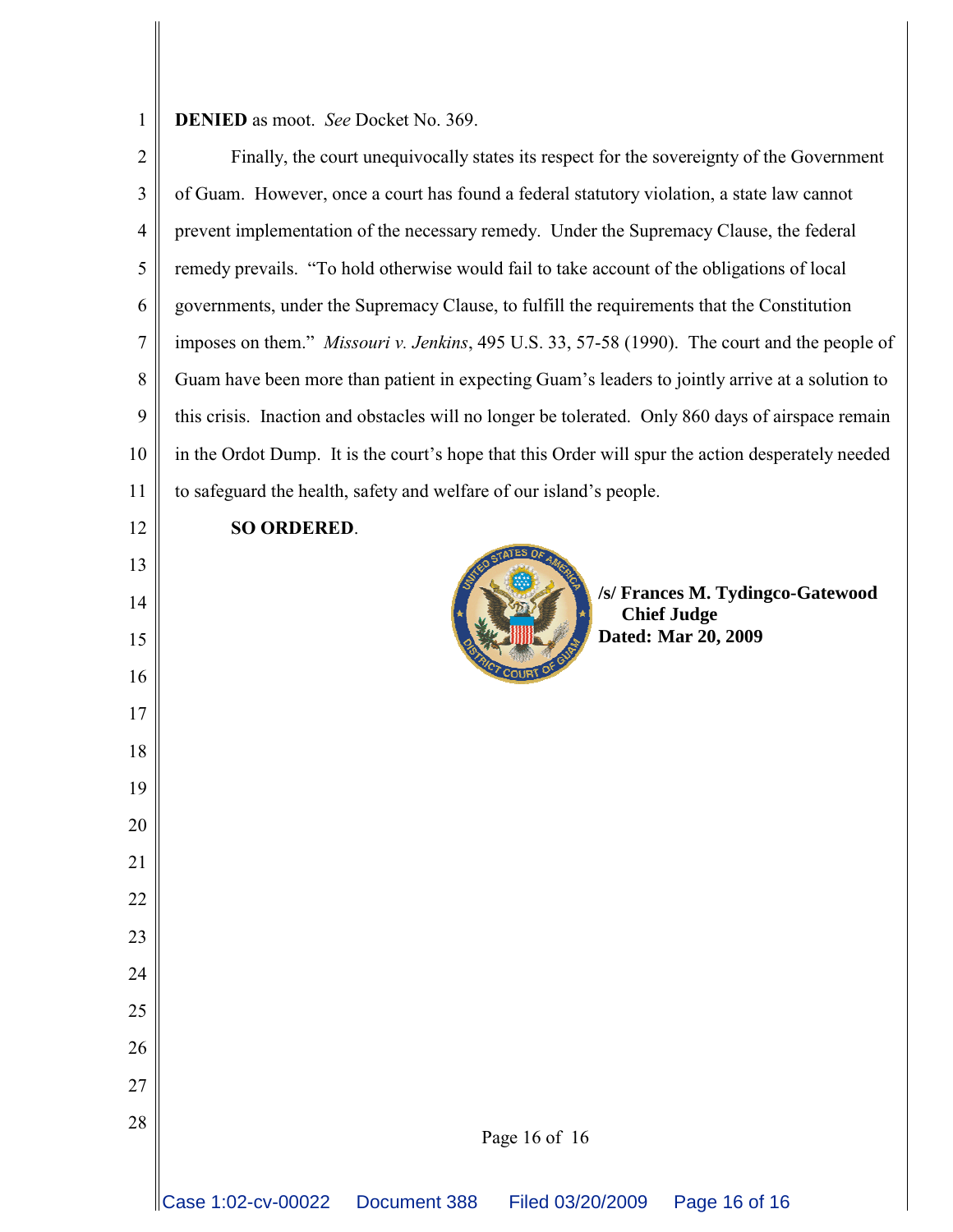**DENIED** as moot. *See* Docket No. 369.

Finally, the court unequivocally states its respect for the sovereignty of the Government of Guam. However, once a court has found a federal statutory violation, a state law cannot prevent implementation of the necessary remedy. Under the Supremacy Clause, the federal remedy prevails. "To hold otherwise would fail to take account of the obligations of local governments, under the Supremacy Clause, to fulfill the requirements that the Constitution imposes on them." *Missouri v. Jenkins*, 495 U.S. 33, 57-58 (1990). The court and the people of Guam have been more than patient in expecting Guam's leaders to jointly arrive at a solution to this crisis. Inaction and obstacles will no longer be tolerated. Only 860 days of airspace remain in the Ordot Dump. It is the court's hope that this Order will spur the action desperately needed to safeguard the health, safety and welfare of our island's people.

**SO ORDERED**.

**/s/ Frances M. Tydingco-Gatewood**
**Chief Judge**
**Dated: Mar 20, 2009**